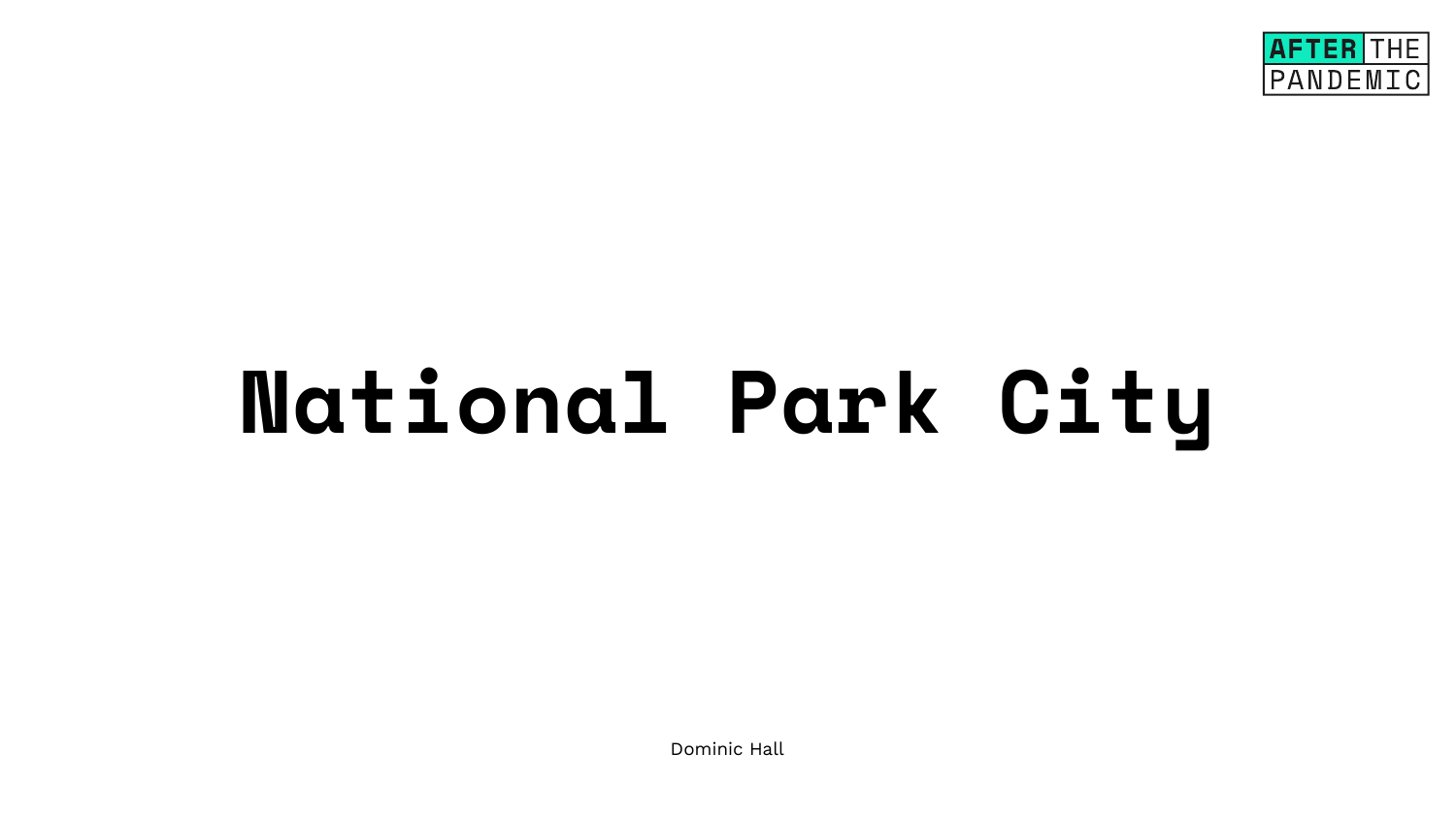AFTER THE PANDEMIC

# National Park City

Dominic Hall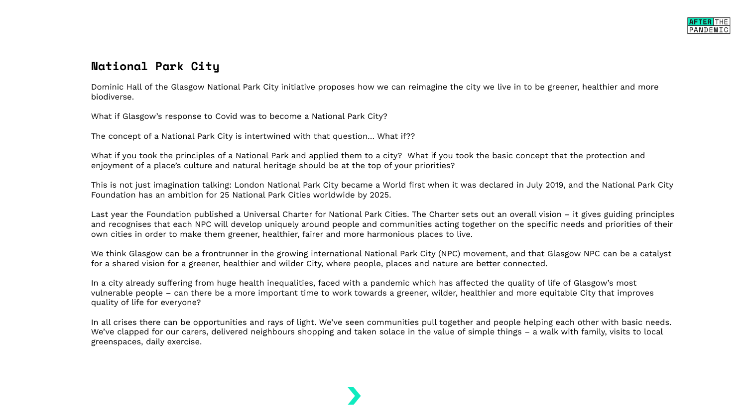## National Park City

Dominic Hall of the Glasgow National Park City initiative proposes how we can reimagine the city we live in to be greener, healthier and more biodiverse.

What if Glasgow's response to Covid was to become a National Park City?

The concept of a National Park City is intertwined with that question... What if??

What if you took the principles of a National Park and applied them to a city? What if you took the basic concept that the protection and enjoyment of a place's culture and natural heritage should be at the top of your priorities?

This is not just imagination talking: London National Park City became a World first when it was declared in July 2019, and the National Park City Foundation has an ambition for 25 National Park Cities worldwide by 2025.

Last year the Foundation published a Universal Charter for National Park Cities. The Charter sets out an overall vision – it gives guiding principles and recognises that each NPC will develop uniquely around people and communities acting together on the specific needs and priorities of their own cities in order to make them greener, healthier, fairer and more harmonious places to live.

We think Glasgow can be a frontrunner in the growing international National Park City (NPC) movement, and that Glasgow NPC can be a catalyst for a shared vision for a greener, healthier and wilder City, where people, places and nature are better connected.

In a city already suffering from huge health inequalities, faced with a pandemic which has affected the quality of life of Glasgow's most vulnerable people – can there be a more important time to work towards a greener, wilder, healthier and more equitable City that improves quality of life for everyone?

In all crises there can be opportunities and rays of light. We've seen communities pull together and people helping each other with basic needs. We've clapped for our carers, delivered neighbours shopping and taken solace in the value of simple things – a walk with family, visits to local greenspaces, daily exercise.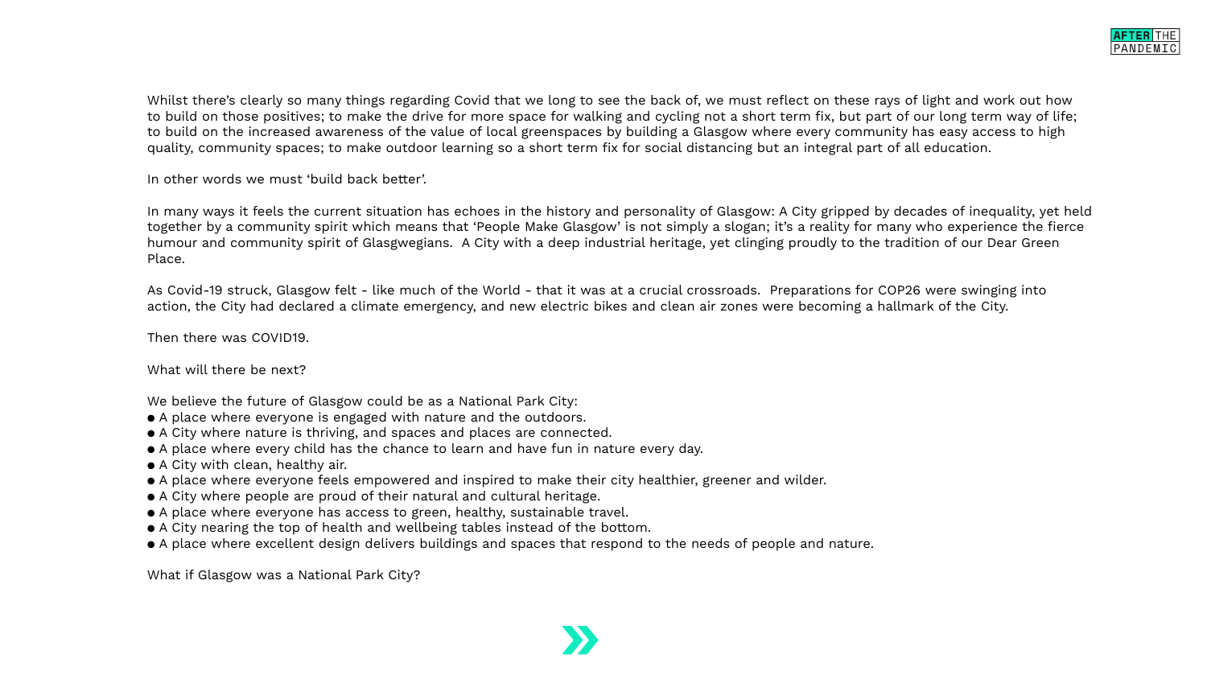Whilst there's clearly so many things regarding Covid that we long to see the back of, we must reflect on these rays of light and work out how to build on those positives; to make the drive for more space for walking and cycling not a short term fix, but part of our long term way of life; to build on the increased awareness of the value of local greenspaces by building a Glasgow where every community has easy access to high quality, community spaces; to make outdoor learning so a short term fix for social distancing but an integral part of all education.

In other words we must 'build back better'.

In many ways it feels the current situation has echoes in the history and personality of Glasgow: A City gripped by decades of inequality, yet held together by a community spirit which means that 'People Make Glasgow' is not simply a slogan; it's a reality for many who experience the fierce humour and community spirit of Glasgwegians. A City with a deep industrial heritage, yet clinging proudly to the tradition of our Dear Green Place.

As Covid-19 struck, Glasgow felt - like much of the World - that it was at a crucial crossroads. Preparations for COP26 were swinging into action, the City had declared a climate emergency, and new electric bikes and clean air zones were becoming a hallmark of the City.

Then there was COVID19.

What will there be next?

We believe the future of Glasgow could be as a National Park City:

- A place where everyone is engaged with nature and the outdoors.
- A City where nature is thriving, and spaces and places are connected.
- A place where every child has the chance to learn and have fun in nature every day.
- A City with clean, healthy air.
- A place where everyone feels empowered and inspired to make their city healthier, greener and wilder.
- A City where people are proud of their natural and cultural heritage.
- A place where everyone has access to green, healthy, sustainable travel.
- A City nearing the top of health and wellbeing tables instead of the bottom.
- A place where excellent design delivers buildings and spaces that respond to the needs of people and nature.

What if Glasgow was a National Park City?